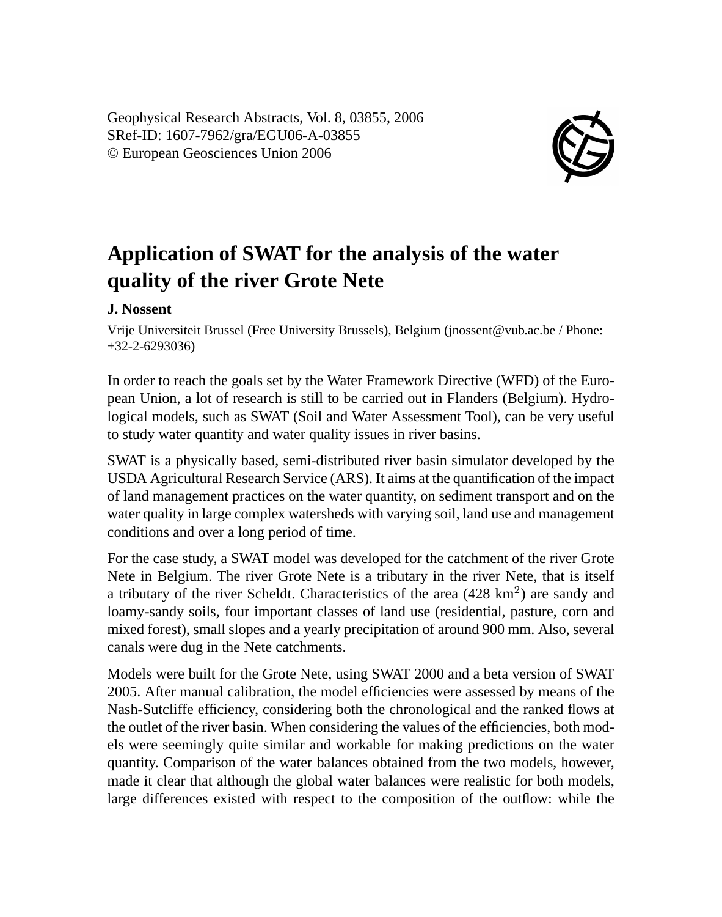Geophysical Research Abstracts, Vol. 8, 03855, 2006
SRef-ID: 1607-7962/gra/EGU06-A-03855
© European Geosciences Union 2006

# Application of SWAT for the analysis of the water quality of the river Grote Nete

**J. Nossent**

Vrije Universiteit Brussel (Free University Brussels), Belgium (jnossent@vub.ac.be / Phone: +32-2-6293036)

In order to reach the goals set by the Water Framework Directive (WFD) of the European Union, a lot of research is still to be carried out in Flanders (Belgium). Hydrological models, such as SWAT (Soil and Water Assessment Tool), can be very useful to study water quantity and water quality issues in river basins.

SWAT is a physically based, semi-distributed river basin simulator developed by the USDA Agricultural Research Service (ARS). It aims at the quantification of the impact of land management practices on the water quantity, on sediment transport and on the water quality in large complex watersheds with varying soil, land use and management conditions and over a long period of time.

For the case study, a SWAT model was developed for the catchment of the river Grote Nete in Belgium. The river Grote Nete is a tributary in the river Nete, that is itself a tributary of the river Scheldt. Characteristics of the area (428 $km^2$) are sandy and loamy-sandy soils, four important classes of land use (residential, pasture, corn and mixed forest), small slopes and a yearly precipitation of around 900 mm. Also, several canals were dug in the Nete catchments.

Models were built for the Grote Nete, using SWAT 2000 and a beta version of SWAT 2005. After manual calibration, the model efficiencies were assessed by means of the Nash-Sutcliffe efficiency, considering both the chronological and the ranked flows at the outlet of the river basin. When considering the values of the efficiencies, both models were seemingly quite similar and workable for making predictions on the water quantity. Comparison of the water balances obtained from the two models, however, made it clear that although the global water balances were realistic for both models, large differences existed with respect to the composition of the outflow: while the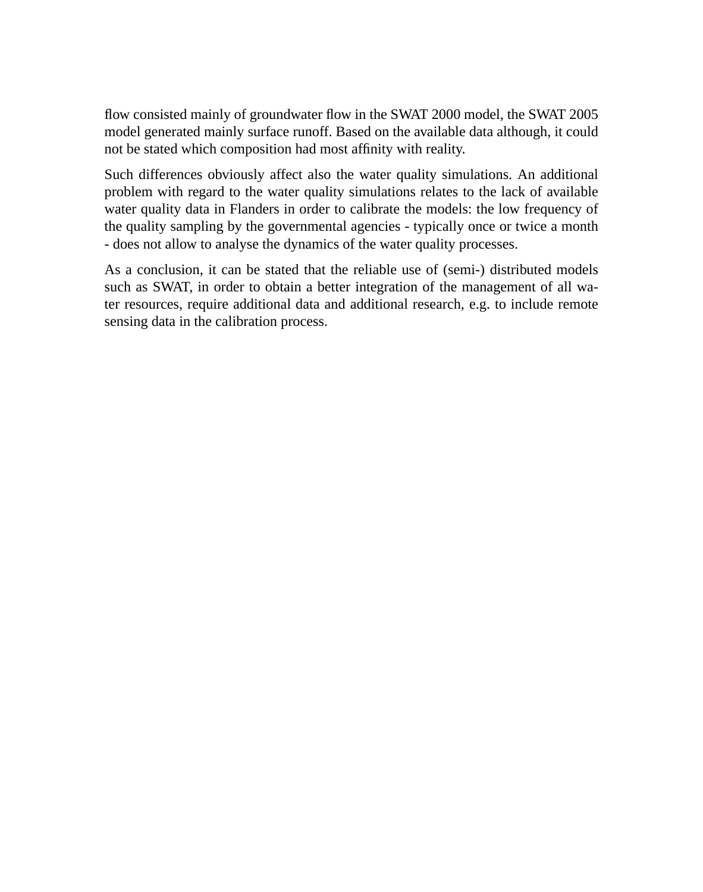flow consisted mainly of groundwater flow in the SWAT 2000 model, the SWAT 2005 model generated mainly surface runoff. Based on the available data although, it could not be stated which composition had most affinity with reality.

Such differences obviously affect also the water quality simulations. An additional problem with regard to the water quality simulations relates to the lack of available water quality data in Flanders in order to calibrate the models: the low frequency of the quality sampling by the governmental agencies - typically once or twice a month - does not allow to analyse the dynamics of the water quality processes.

As a conclusion, it can be stated that the reliable use of (semi-) distributed models such as SWAT, in order to obtain a better integration of the management of all water resources, require additional data and additional research, e.g. to include remote sensing data in the calibration process.